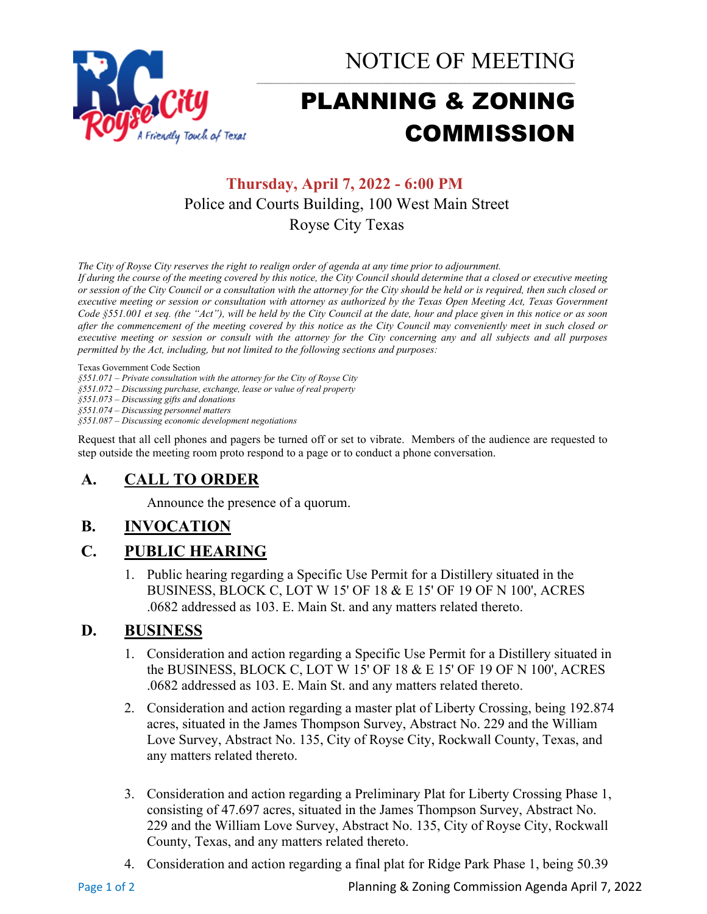# NOTICE OF MEETING

# PLANNING & ZONING COMMISSION

**Thursday, April 7, 2022 - 6:00 PM**

Police and Courts Building, 100 West Main Street

Royse City Texas

*The City of Royse City reserves the right to realign order of agenda at any time prior to adjournment.*

*If during the course of the meeting covered by this notice, the City Council should determine that a closed or executive meeting or session of the City Council or a consultation with the attorney for the City should be held or is required, then such closed or executive meeting or session or consultation with attorney as authorized by the Texas Open Meeting Act, Texas Government Code §551.001 et seq. (the "Act"), will be held by the City Council at the date, hour and place given in this notice or as soon after the commencement of the meeting covered by this notice as the City Council may conveniently meet in such closed or executive meeting or session or consult with the attorney for the City concerning any and all subjects and all purposes permitted by the Act, including, but not limited to the following sections and purposes:*

Texas Government Code Section

*§551.071 – Private consultation with the attorney for the City of Royse City*
*§551.072 – Discussing purchase, exchange, lease or value of real property*
*§551.073 – Discussing gifts and donations*
*§551.074 – Discussing personnel matters*
*§551.087 – Discussing economic development negotiations*

Request that all cell phones and pagers be turned off or set to vibrate. Members of the audience are requested to step outside the meeting room proto respond to a page or to conduct a phone conversation.

## A. CALL TO ORDER

Announce the presence of a quorum.

## B. INVOCATION

## C. PUBLIC HEARING

1. Public hearing regarding a Specific Use Permit for a Distillery situated in the BUSINESS, BLOCK C, LOT W 15' OF 18 & E 15' OF 19 OF N 100', ACRES .0682 addressed as 103. E. Main St. and any matters related thereto.

## D. BUSINESS

1. Consideration and action regarding a Specific Use Permit for a Distillery situated in the BUSINESS, BLOCK C, LOT W 15' OF 18 & E 15' OF 19 OF N 100', ACRES .0682 addressed as 103. E. Main St. and any matters related thereto.
2. Consideration and action regarding a master plat of Liberty Crossing, being 192.874 acres, situated in the James Thompson Survey, Abstract No. 229 and the William Love Survey, Abstract No. 135, City of Royse City, Rockwall County, Texas, and any matters related thereto.
3. Consideration and action regarding a Preliminary Plat for Liberty Crossing Phase 1, consisting of 47.697 acres, situated in the James Thompson Survey, Abstract No. 229 and the William Love Survey, Abstract No. 135, City of Royse City, Rockwall County, Texas, and any matters related thereto.
4. Consideration and action regarding a final plat for Ridge Park Phase 1, being 50.39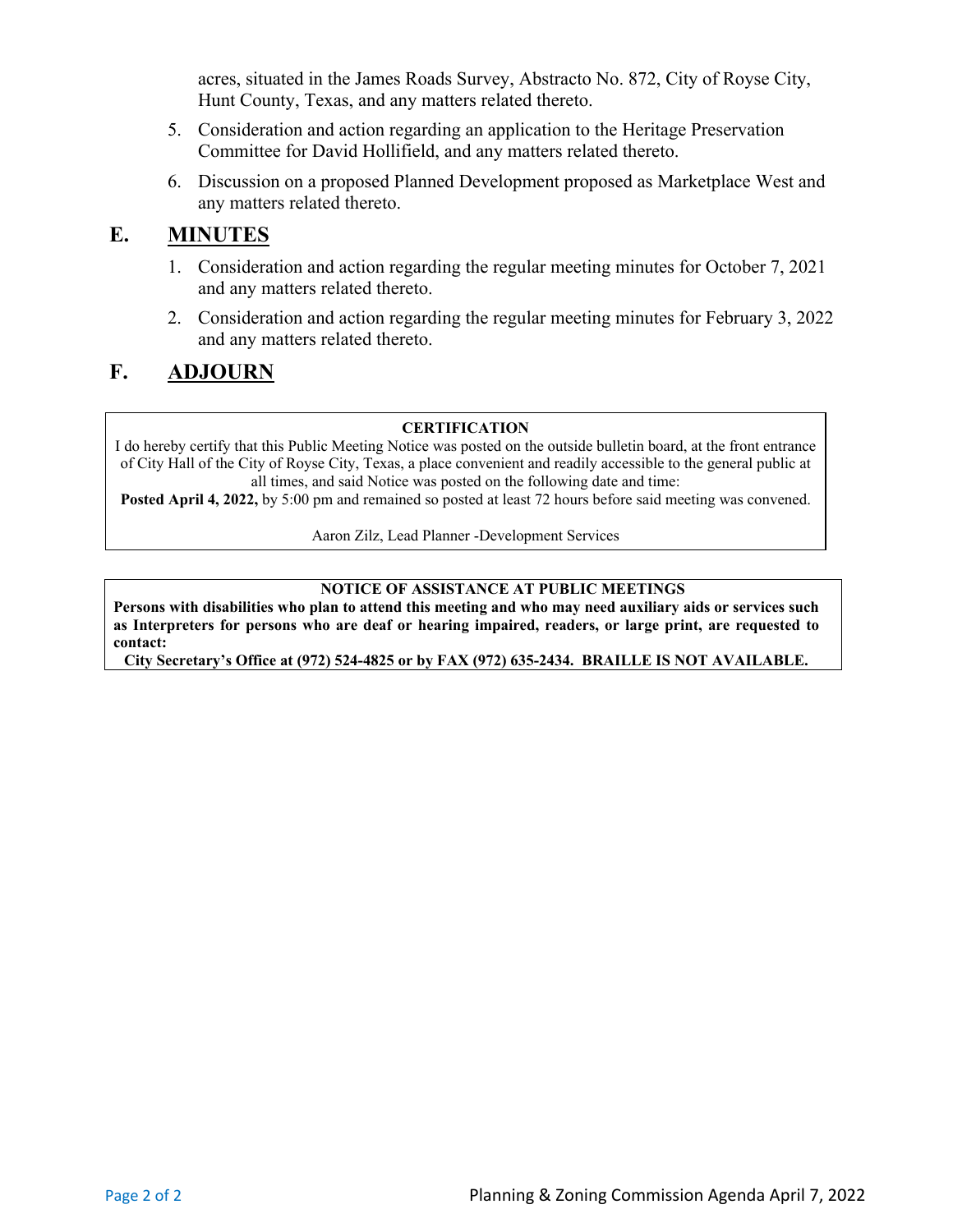acres, situated in the James Roads Survey, Abstracto No. 872, City of Royse City, Hunt County, Texas, and any matters related thereto.

5. Consideration and action regarding an application to the Heritage Preservation Committee for David Hollifield, and any matters related thereto.
6. Discussion on a proposed Planned Development proposed as Marketplace West and any matters related thereto.

## E. MINUTES

1. Consideration and action regarding the regular meeting minutes for October 7, 2021 and any matters related thereto.
2. Consideration and action regarding the regular meeting minutes for February 3, 2022 and any matters related thereto.

## F. ADJOURN

**CERTIFICATION**

I do hereby certify that this Public Meeting Notice was posted on the outside bulletin board, at the front entrance of City Hall of the City of Royse City, Texas, a place convenient and readily accessible to the general public at all times, and said Notice was posted on the following date and time:

**Posted April 4, 2022,** by 5:00 pm and remained so posted at least 72 hours before said meeting was convened.

Aaron Zilz, Lead Planner -Development Services

**NOTICE OF ASSISTANCE AT PUBLIC MEETINGS**

**Persons with disabilities who plan to attend this meeting and who may need auxiliary aids or services such as Interpreters for persons who are deaf or hearing impaired, readers, or large print, are requested to contact:**

**City Secretary's Office at (972) 524-4825 or by FAX (972) 635-2434. BRAILLE IS NOT AVAILABLE.**